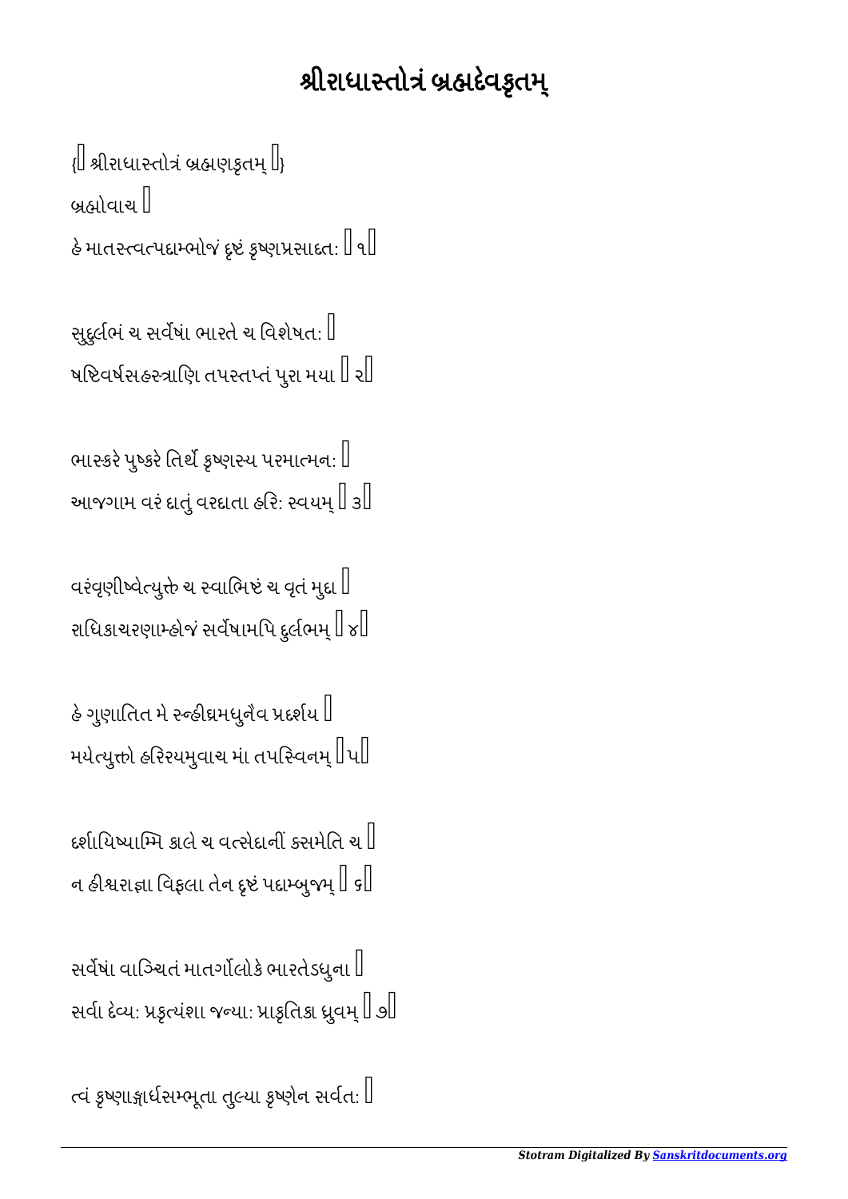# શ્રીરાધાસ્તોત્રં બ્રહ્મદેવકૃતમ્

{॥ શ્રીરાધાસ્તોત્રં બ્રહ્મણકૃતમ્ ॥}

બ્રહ્મોવાચ ।

હે માતસ્ત્વત્પદામ્ભોજં દૃષ્ટં કૃષ્ણપ્રસાદતઃ । ૧॥

સુદુર્લભં ચ સર્વેષાં ભારતે ચ વિશેષતઃ ।
ષષ્ટિવર્ષસહસ્રાણિ તપસ્તપ્તં પુરા મયા ॥ ૨॥

ભાસ્કરે પુષ્કરે તિર્થે કૃષ્ણસ્ય પરમાત્મનઃ ।
આજગામ વરં દાતું વરદાતા હરિઃ સ્વયમ્ ॥ ૩॥

વરંવૃણીષ્વેત્યુક્તે ચ સ્વાભિષ્ટં ચ વૃતં મુદા ।
રાધિકાચરણામ્હોજં સર્વેષામપિ દુર્લભમ્ ॥ ૪॥

હે ગુણાતિત મે સ્ન્હીઘ્રમધુનૈવ પ્રદર્શય ।
મયેત્યુક્તો હરિરયમુવાચ માં તપસ્વિનમ્ ॥૫॥

દર્શાયિષ્યામ્મિ કાલે ચ વત્સેદાનીં ક્સમેતિ ચ ।
ન હીશ્વરાજ્ઞા વિફલા તેન દૃષ્ટં પદામ્બુજમ્ ॥ ૬॥

સર્વેષાં વાઞ્ચિતં માતર્ગોલોકે ભારતેઽધુના ।
સર્વા દેવ્યઃ પ્રકૃત્યંશા જન્યાઃ પ્રાકૃતિકા ધ્રુવમ્ ॥ ૭॥

ત્વં કૃષ્ણાઙ્ગાર્ધસમ્ભૂતા તુલ્યા કૃષ્ણેન સર્વતઃ ।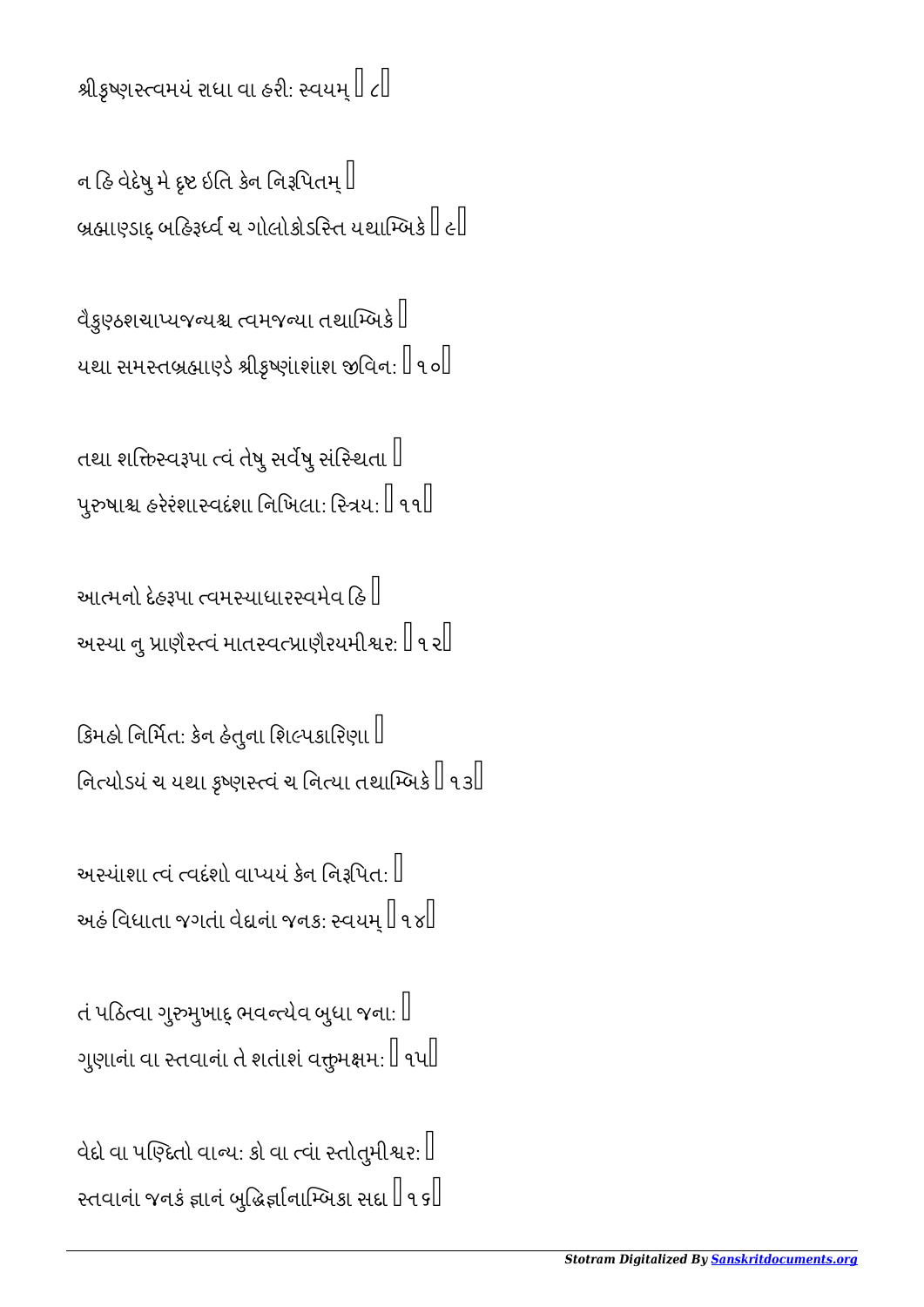શ્રીકૃષ્ણસ્ત્વમયં રાધા વા હરી: સ્વયમ્ ॥ ૮॥

ન હિ વેદેષુ મે દૃષ્ટ ઇતિ કેન નિરૂપિતમ્ ।
બ્રહ્માણ્ડાદ્ બહિરૂર્ધ્વં ચ ગોલોકોઽસ્તિ યથામ્બિકે ॥ ૯॥

વૈકુણ્ઠશ્ચાપ્યજન્યશ્ચ ત્વમજન્યા તથામ્બિકે ।
યથા સમસ્તબ્રહ્માણ્ડે શ્રીકૃષ્ણાંશાંશ જીવિન: ॥ ૧૦॥

તથા શક્તિસ્વરૂપા ત્વં તેષુ સર્વેષુ સંસ્થિતા ।
પુરુષાશ્ચ હરેરંશાસ્વદંશા નિખિલા: સ્ત્રિય: ॥ ૧૧॥

આત્મનો દેહરૂપા ત્વમસ્યાધારસ્વમેવ હિ ।
અસ્યા નુ પ્રાણૈસ્ત્વં માતસ્વત્પ્રાણૈરયમીશ્વર: ॥ ૧૨॥

કિમહો નિર્મિત: કેન હેતુના શિલ્પકારિણા ।
નિત્યોઽયં ચ યથા કૃષ્ણસ્ત્વં ચ નિત્યા તથામ્બિકે ॥ ૧૩॥

અસ્યાંશા ત્વં ત્વદંશો વાપ્યયં કેન નિરૂપિત: ।
અહં વિધાતા જગતાં વેદાનાં જનક: સ્વયમ્ ॥ ૧૪॥

તં પઠિત્વા ગુરુમુખાદ્ ભવન્ત્યેવ બુધા જના: ।
ગુણાનાં વા સ્તવાનાં તે શતાંશં વક્તુમક્ષમ: ॥ ૧૫॥

વેદો વા પણ્દિતો વાન્ય: કો વા ત્વાં સ્તોતુમીશ્વર: ।
સ્તવાનાં જનકં જ્ઞાનં બુદ્ધિર્જ્ઞાનામ્બિકા સદા ॥ ૧૬॥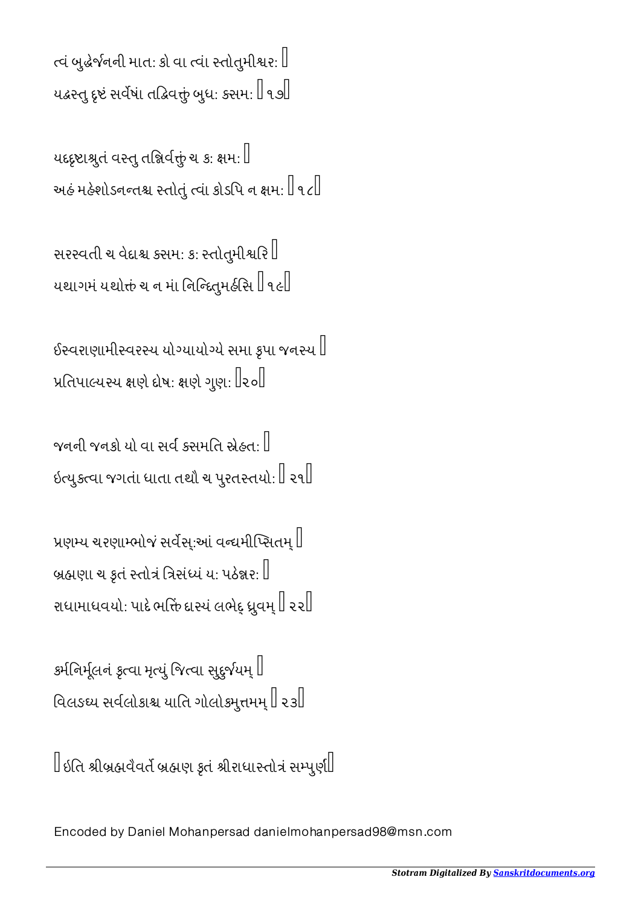ત્વં બુદ્ધેર્જનની માત: કો વા ત્વાં સ્તોતુમીશ્વર: ।
યદ્વસ્તુ દૃષ્ટં સર્વેષાં તદ્વિવક્તું બુધ: ક્ષમ: ॥ ૧૭॥

યદદૃષ્ટાશ્રુતં વસ્તુ તન્નિર્વક્તું ચ ક: ક્ષમ: ।
અહં મહેશોઽનન્તશ્ચ સ્તોતું ત્વાં કોઽપિ ન ક્ષમ: ॥ ૧૮॥

સરસ્વતી ચ વેદાશ્ચ ક્ષમ: ક: સ્તોતુમીશ્વરિ ।
યથાગમં યથોક્તં ચ ન માં નિન્દિતુમર્હસિ ॥ ૧૯॥

ઈસ્વરાણામીસ્વરસ્ય યોગ્યાયોગ્યે સમા કૃપા જનસ્ય ।
પ્રતિપાલ્યસ્ય ક્ષણે દોષ: ક્ષણે ગુણ: ॥૨૦॥

જનની જનકો યો વા સર્વ ક્ષમતિ સ્નેહત: ।
ઇત્યુક્ત્વા જગતાં ધાતા તથૌ ચ પુરતસ્તયો: ॥ ૨૧॥

પ્રણમ્ય ચરણામ્ભોજં સર્વેસ:આં વન્દ્યમીપ્સિતમ્ ।
બ્રહ્મણા ચ કૃતં સ્તોત્રં ત્રિસંધ્યં ય: પઠેન્નર: ।
રાધામાધવયો: પાદે ભક્તિં દાસ્યં લભેદ્ ધ્રુવમ્ ॥ ૨૨॥

કર્મનિર્મૂલનં કૃત્વા મૃત્યું જિત્વા સુદુર્જયમ્ ।
વિલઙ્ઘ્ય સર્વલોકાશ્ચ યાતિ ગોલોકમુત્તમમ્ ॥ ૨૩॥

॥ ઇતિ શ્રીબ્રહ્મવૈવર્તે બ્રહ્મણ કૃતં શ્રીરાધાસ્તોત્રં સમ્પુર્ણ॥

Encoded by Daniel Mohanpersad danielmohanpersad98@msn.com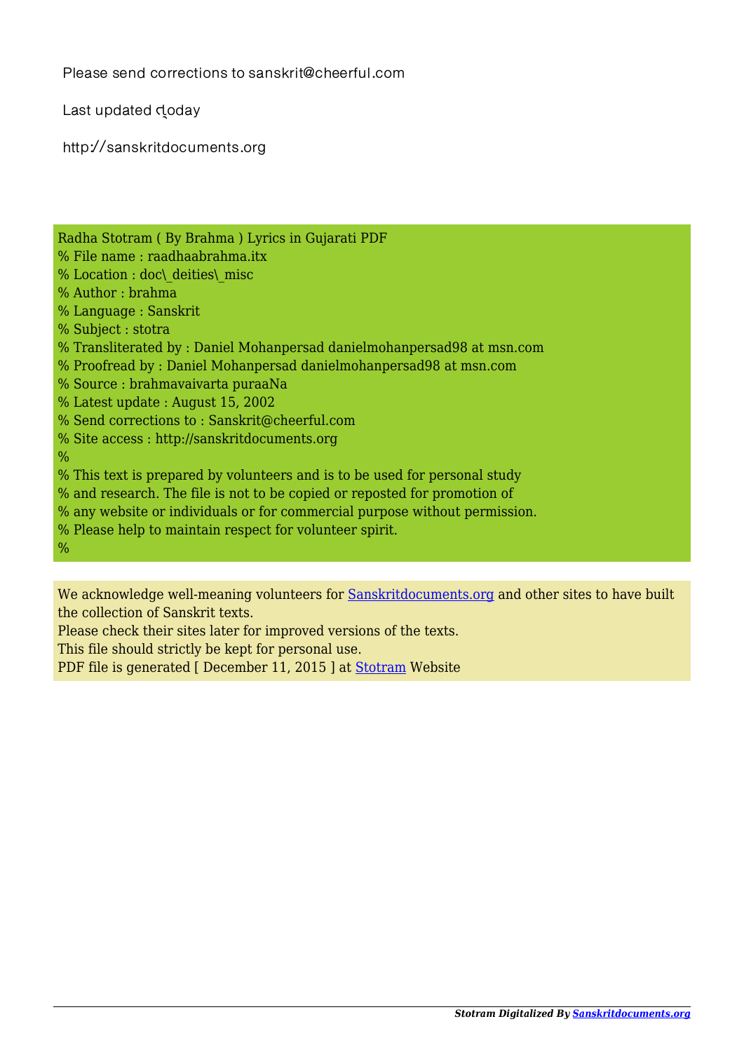Please send corrections to sanskrit@cheerful.com

Last updated ṭoday

http://sanskritdocuments.org

Radha Stotram ( By Brahma ) Lyrics in Gujarati PDF
% File name : raadhaabrahma.itx
% Location : doc\_deities\_misc
% Author : brahma
% Language : Sanskrit
% Subject : stotra
% Transliterated by : Daniel Mohanpersad danielmohanpersad98 at msn.com
% Proofread by : Daniel Mohanpersad danielmohanpersad98 at msn.com
% Source : brahmavaivarta puraaNa
% Latest update : August 15, 2002
% Send corrections to : Sanskrit@cheerful.com
% Site access : http://sanskritdocuments.org
%
% This text is prepared by volunteers and is to be used for personal study
% and research. The file is not to be copied or reposted for promotion of
% any website or individuals or for commercial purpose without permission.
% Please help to maintain respect for volunteer spirit.
%

We acknowledge well-meaning volunteers for Sanskritdocuments.org and other sites to have built the collection of Sanskrit texts.
Please check their sites later for improved versions of the texts.
This file should strictly be kept for personal use.
PDF file is generated [ December 11, 2015 ] at Stotram Website